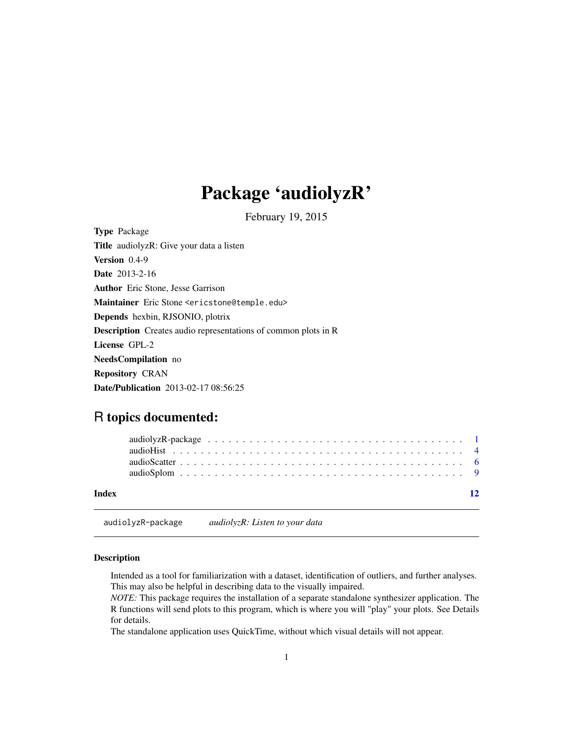# Package 'audiolyzR'

February 19, 2015

**Type** Package

**Title** audiolyzR: Give your data a listen

**Version** 0.4-9

**Date** 2013-2-16

**Author** Eric Stone, Jesse Garrison

**Maintainer** Eric Stone <ericstone@temple.edu>

**Depends** hexbin, RJSONIO, plotrix

**Description** Creates audio representations of common plots in R

**License** GPL-2

**NeedsCompilation** no

**Repository** CRAN

**Date/Publication** 2013-02-17 08:56:25

## R topics documented:

audiolyzR-package . . . . . . . . . . . . . . . . . . . . . . . . . . . . . . . . . . . 1
audioHist . . . . . . . . . . . . . . . . . . . . . . . . . . . . . . . . . . . . . . . . 4
audioScatter . . . . . . . . . . . . . . . . . . . . . . . . . . . . . . . . . . . . . . 6
audioSplom . . . . . . . . . . . . . . . . . . . . . . . . . . . . . . . . . . . . . . . 9

**Index** 12

---

audiolyzR-package *audiolyzR: Listen to your data*

---

### Description

Intended as a tool for familiarization with a dataset, identification of outliers, and further analyses. This may also be helpful in describing data to the visually impaired.

*NOTE:* This package requires the installation of a separate standalone synthesizer application. The R functions will send plots to this program, which is where you will "play" your plots. See Details for details.

The standalone application uses QuickTime, without which visual details will not appear.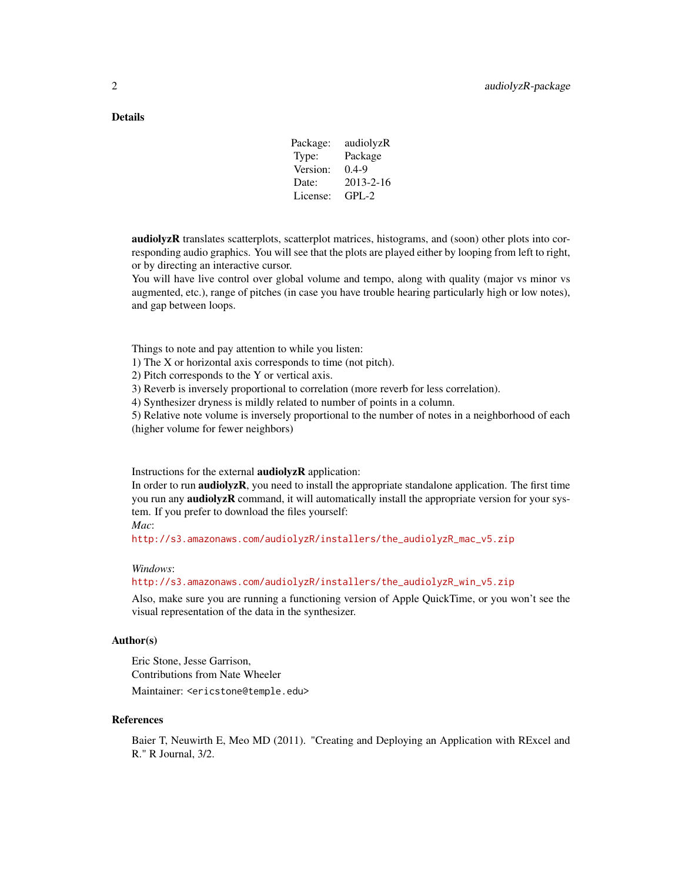## Details

| Package: | audiolyzR |
|---|---|
| Type: | Package |
| Version: | 0.4-9 |
| Date: | 2013-2-16 |
| License: | GPL-2 |

**audiolyzR** translates scatterplots, scatterplot matrices, histograms, and (soon) other plots into corresponding audio graphics. You will see that the plots are played either by looping from left to right, or by directing an interactive cursor.
You will have live control over global volume and tempo, along with quality (major vs minor vs augmented, etc.), range of pitches (in case you have trouble hearing particularly high or low notes), and gap between loops.

Things to note and pay attention to while you listen:
1) The X or horizontal axis corresponds to time (not pitch).
2) Pitch corresponds to the Y or vertical axis.
3) Reverb is inversely proportional to correlation (more reverb for less correlation).
4) Synthesizer dryness is mildly related to number of points in a column.
5) Relative note volume is inversely proportional to the number of notes in a neighborhood of each (higher volume for fewer neighbors)

Instructions for the external **audiolyzR** application:
In order to run **audiolyzR**, you need to install the appropriate standalone application. The first time you run any **audiolyzR** command, it will automatically install the appropriate version for your system. If you prefer to download the files yourself:
*Mac*:
http://s3.amazonaws.com/audiolyzR/installers/the_audiolyzR_mac_v5.zip

*Windows*:
http://s3.amazonaws.com/audiolyzR/installers/the_audiolyzR_win_v5.zip

Also, make sure you are running a functioning version of Apple QuickTime, or you won't see the visual representation of the data in the synthesizer.

## Author(s)

Eric Stone, Jesse Garrison,
Contributions from Nate Wheeler

Maintainer: <ericstone@temple.edu>

## References

Baier T, Neuwirth E, Meo MD (2011). "Creating and Deploying an Application with RExcel and R." R Journal, 3/2.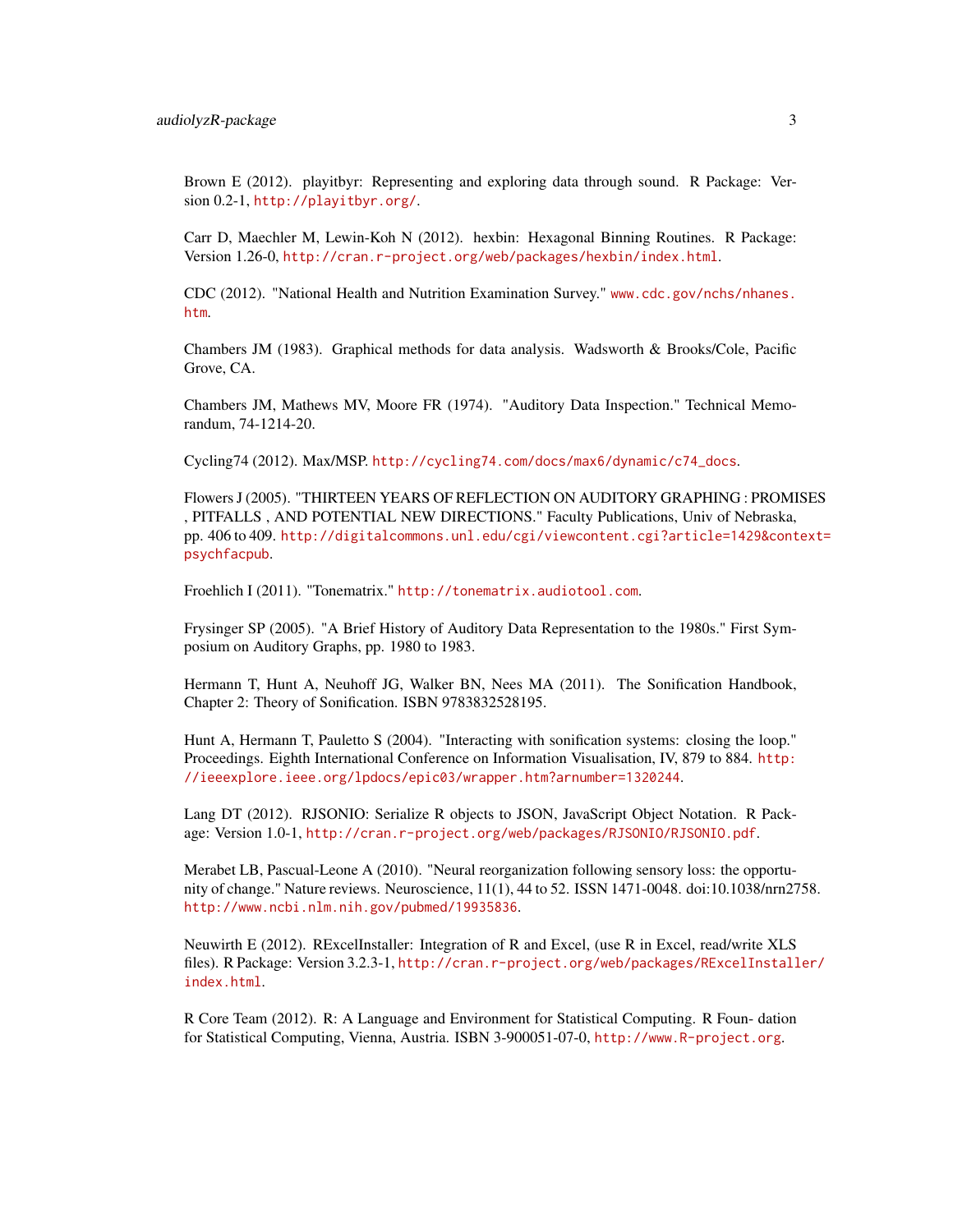Brown E (2012). playitbyr: Representing and exploring data through sound. R Package: Version 0.2-1, http://playitbyr.org/.

Carr D, Maechler M, Lewin-Koh N (2012). hexbin: Hexagonal Binning Routines. R Package: Version 1.26-0, http://cran.r-project.org/web/packages/hexbin/index.html.

CDC (2012). "National Health and Nutrition Examination Survey." www.cdc.gov/nchs/nhanes.htm.

Chambers JM (1983). Graphical methods for data analysis. Wadsworth & Brooks/Cole, Pacific Grove, CA.

Chambers JM, Mathews MV, Moore FR (1974). "Auditory Data Inspection." Technical Memorandum, 74-1214-20.

Cycling74 (2012). Max/MSP. http://cycling74.com/docs/max6/dynamic/c74_docs.

Flowers J (2005). "THIRTEEN YEARS OF REFLECTION ON AUDITORY GRAPHING : PROMISES , PITFALLS , AND POTENTIAL NEW DIRECTIONS." Faculty Publications, Univ of Nebraska, pp. 406 to 409. http://digitalcommons.unl.edu/cgi/viewcontent.cgi?article=1429&context=psychfacpub.

Froehlich I (2011). "Tonematrix." http://tonematrix.audiotool.com.

Frysinger SP (2005). "A Brief History of Auditory Data Representation to the 1980s." First Symposium on Auditory Graphs, pp. 1980 to 1983.

Hermann T, Hunt A, Neuhoff JG, Walker BN, Nees MA (2011). The Sonification Handbook, Chapter 2: Theory of Sonification. ISBN 9783832528195.

Hunt A, Hermann T, Pauletto S (2004). "Interacting with sonification systems: closing the loop." Proceedings. Eighth International Conference on Information Visualisation, IV, 879 to 884. http://ieeexplore.ieee.org/lpdocs/epic03/wrapper.htm?arnumber=1320244.

Lang DT (2012). RJSONIO: Serialize R objects to JSON, JavaScript Object Notation. R Package: Version 1.0-1, http://cran.r-project.org/web/packages/RJSONIO/RJSONIO.pdf.

Merabet LB, Pascual-Leone A (2010). "Neural reorganization following sensory loss: the opportunity of change." Nature reviews. Neuroscience, 11(1), 44 to 52. ISSN 1471-0048. doi:10.1038/nrn2758. http://www.ncbi.nlm.nih.gov/pubmed/19935836.

Neuwirth E (2012). RExcelInstaller: Integration of R and Excel, (use R in Excel, read/write XLS files). R Package: Version 3.2.3-1, http://cran.r-project.org/web/packages/RExcelInstaller/index.html.

R Core Team (2012). R: A Language and Environment for Statistical Computing. R Foun- dation for Statistical Computing, Vienna, Austria. ISBN 3-900051-07-0, http://www.R-project.org.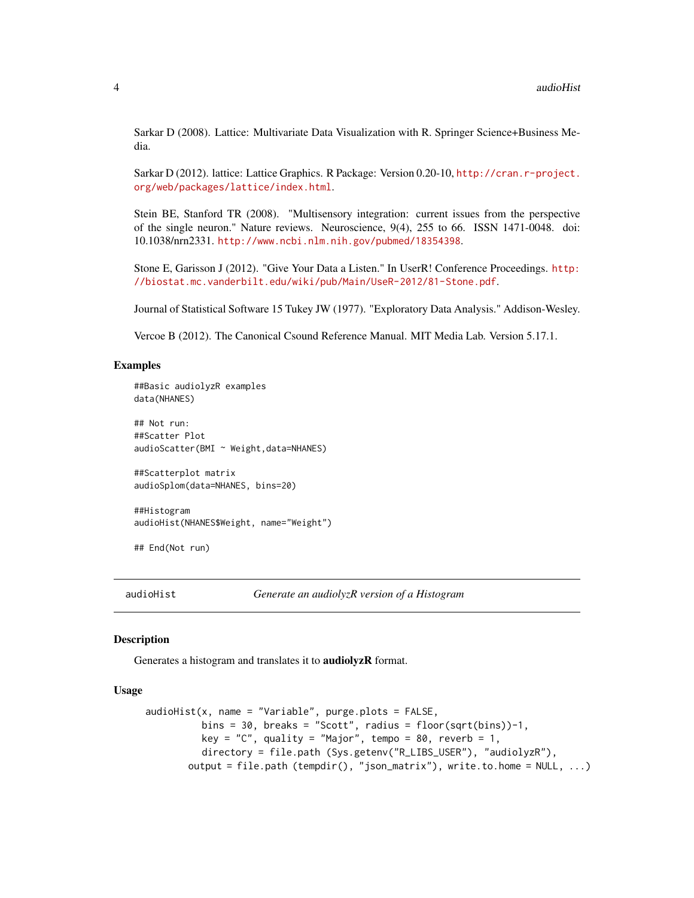Sarkar D (2008). Lattice: Multivariate Data Visualization with R. Springer Science+Business Media.

Sarkar D (2012). lattice: Lattice Graphics. R Package: Version 0.20-10, http://cran.r-project.org/web/packages/lattice/index.html.

Stein BE, Stanford TR (2008). "Multisensory integration: current issues from the perspective of the single neuron." Nature reviews. Neuroscience, 9(4), 255 to 66. ISSN 1471-0048. doi: 10.1038/nrn2331. http://www.ncbi.nlm.nih.gov/pubmed/18354398.

Stone E, Garisson J (2012). "Give Your Data a Listen." In UserR! Conference Proceedings. http://biostat.mc.vanderbilt.edu/wiki/pub/Main/UseR-2012/81-Stone.pdf.

Journal of Statistical Software 15 Tukey JW (1977). "Exploratory Data Analysis." Addison-Wesley.

Vercoe B (2012). The Canonical Csound Reference Manual. MIT Media Lab. Version 5.17.1.

### Examples

```
##Basic audiolyzR examples
data(NHANES)

## Not run:
##Scatter Plot
audioScatter(BMI ~ Weight,data=NHANES)

##Scatterplot matrix
audioSplom(data=NHANES, bins=20)

##Histogram
audioHist(NHANES$Weight, name="Weight")

## End(Not run)
```

---

## audioHist *Generate an audiolyzR version of a Histogram*

---

### Description

Generates a histogram and translates it to **audiolyzR** format.

### Usage

```
audioHist(x, name = "Variable", purge.plots = FALSE,
          bins = 30, breaks = "Scott", radius = floor(sqrt(bins))-1,
          key = "C", quality = "Major", tempo = 80, reverb = 1,
          directory = file.path (Sys.getenv("R_LIBS_USER"), "audiolyzR"),
       output = file.path (tempdir(), "json_matrix"), write.to.home = NULL, ...)
```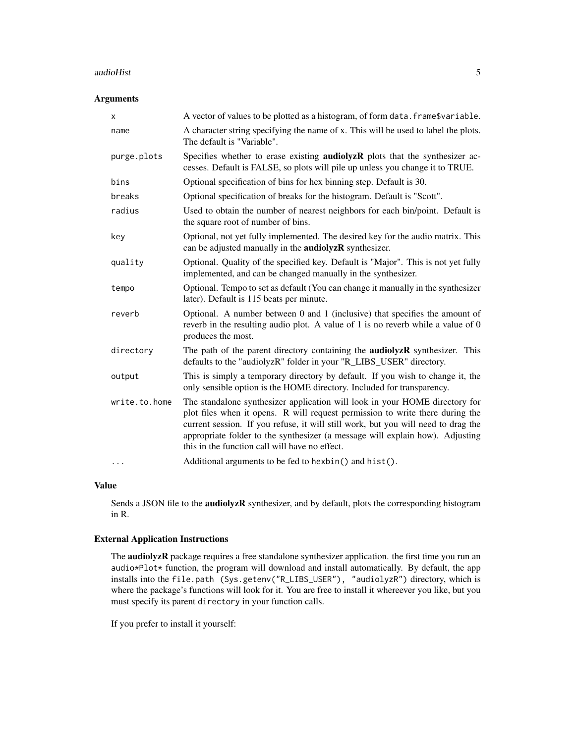## Arguments

| | |
|---|---|
| `x` | A vector of values to be plotted as a histogram, of form `data.frame$variable`. |
| `name` | A character string specifying the name of x. This will be used to label the plots. The default is "Variable". |
| `purge.plots` | Specifies whether to erase existing **audiolyzR** plots that the synthesizer accesses. Default is FALSE, so plots will pile up unless you change it to TRUE. |
| `bins` | Optional specification of bins for hex binning step. Default is 30. |
| `breaks` | Optional specification of breaks for the histogram. Default is "Scott". |
| `radius` | Used to obtain the number of nearest neighbors for each bin/point. Default is the square root of number of bins. |
| `key` | Optional, not yet fully implemented. The desired key for the audio matrix. This can be adjusted manually in the **audiolyzR** synthesizer. |
| `quality` | Optional. Quality of the specified key. Default is "Major". This is not yet fully implemented, and can be changed manually in the synthesizer. |
| `tempo` | Optional. Tempo to set as default (You can change it manually in the synthesizer later). Default is 115 beats per minute. |
| `reverb` | Optional. A number between 0 and 1 (inclusive) that specifies the amount of reverb in the resulting audio plot. A value of 1 is no reverb while a value of 0 produces the most. |
| `directory` | The path of the parent directory containing the **audiolyzR** synthesizer. This defaults to the "audiolyzR" folder in your "R_LIBS_USER" directory. |
| `output` | This is simply a temporary directory by default. If you wish to change it, the only sensible option is the HOME directory. Included for transparency. |
| `write.to.home` | The standalone synthesizer application will look in your HOME directory for plot files when it opens. R will request permission to write there during the current session. If you refuse, it will still work, but you will need to drag the appropriate folder to the synthesizer (a message will explain how). Adjusting this in the function call will have no effect. |
| `...` | Additional arguments to be fed to `hexbin()` and `hist()`. |

## Value

Sends a JSON file to the **audiolyzR** synthesizer, and by default, plots the corresponding histogram in R.

## External Application Instructions

The **audiolyzR** package requires a free standalone synthesizer application. the first time you run an `audio*Plot*` function, the program will download and install automatically. By default, the app installs into the `file.path (Sys.getenv("R_LIBS_USER"), "audiolyzR")` directory, which is where the package's functions will look for it. You are free to install it whereever you like, but you must specify its parent `directory` in your function calls.

If you prefer to install it yourself: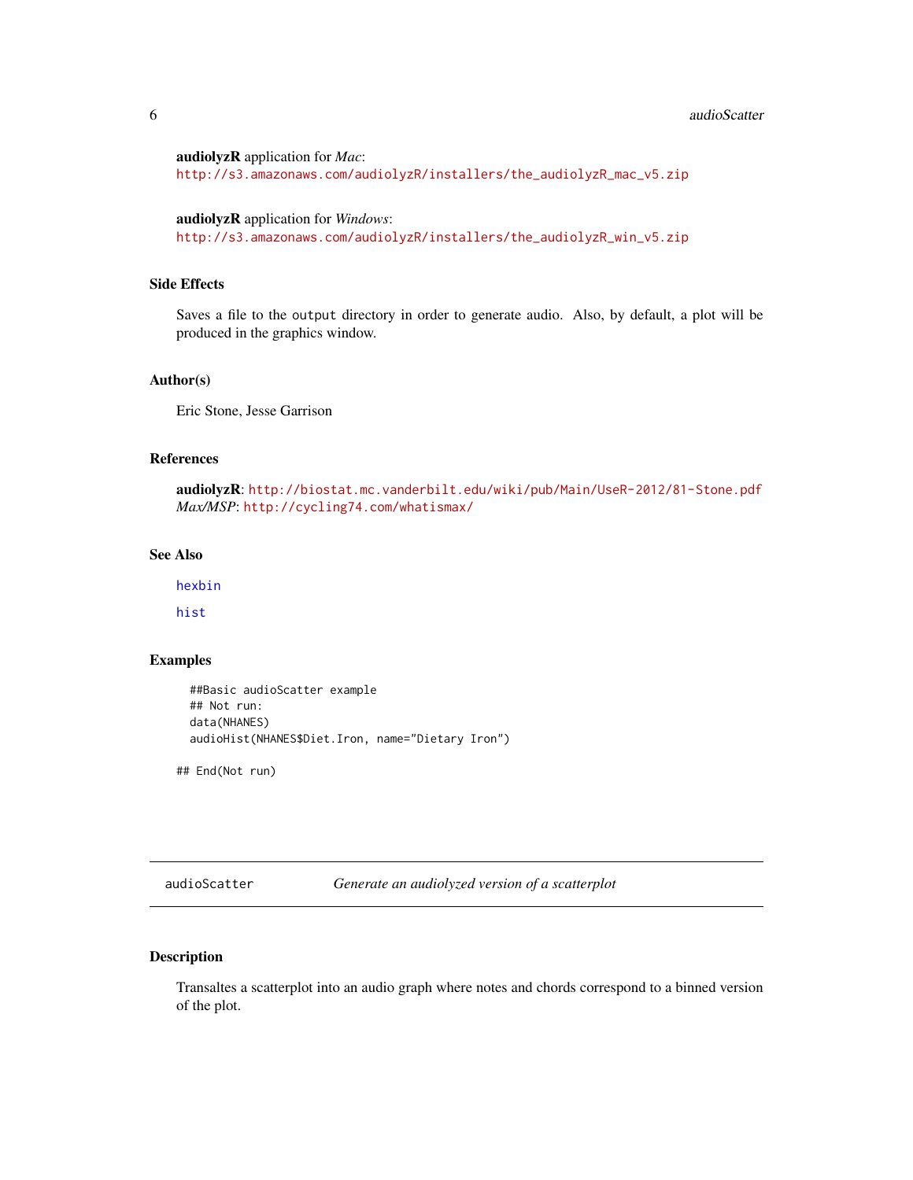**audiolyzR** application for *Mac*:
http://s3.amazonaws.com/audiolyzR/installers/the_audiolyzR_mac_v5.zip

**audiolyzR** application for *Windows*:
http://s3.amazonaws.com/audiolyzR/installers/the_audiolyzR_win_v5.zip

### Side Effects

Saves a file to the `output` directory in order to generate audio. Also, by default, a plot will be produced in the graphics window.

### Author(s)

Eric Stone, Jesse Garrison

### References

**audiolyzR**: http://biostat.mc.vanderbilt.edu/wiki/pub/Main/UseR-2012/81-Stone.pdf
*Max/MSP*: http://cycling74.com/whatismax/

### See Also

hexbin

hist

### Examples

```
  ##Basic audioScatter example
  ## Not run:
  data(NHANES)
  audioHist(NHANES$Diet.Iron, name="Dietary Iron")

## End(Not run)
```

---

## audioScatter — *Generate an audiolyzed version of a scatterplot*

### Description

Transaltes a scatterplot into an audio graph where notes and chords correspond to a binned version of the plot.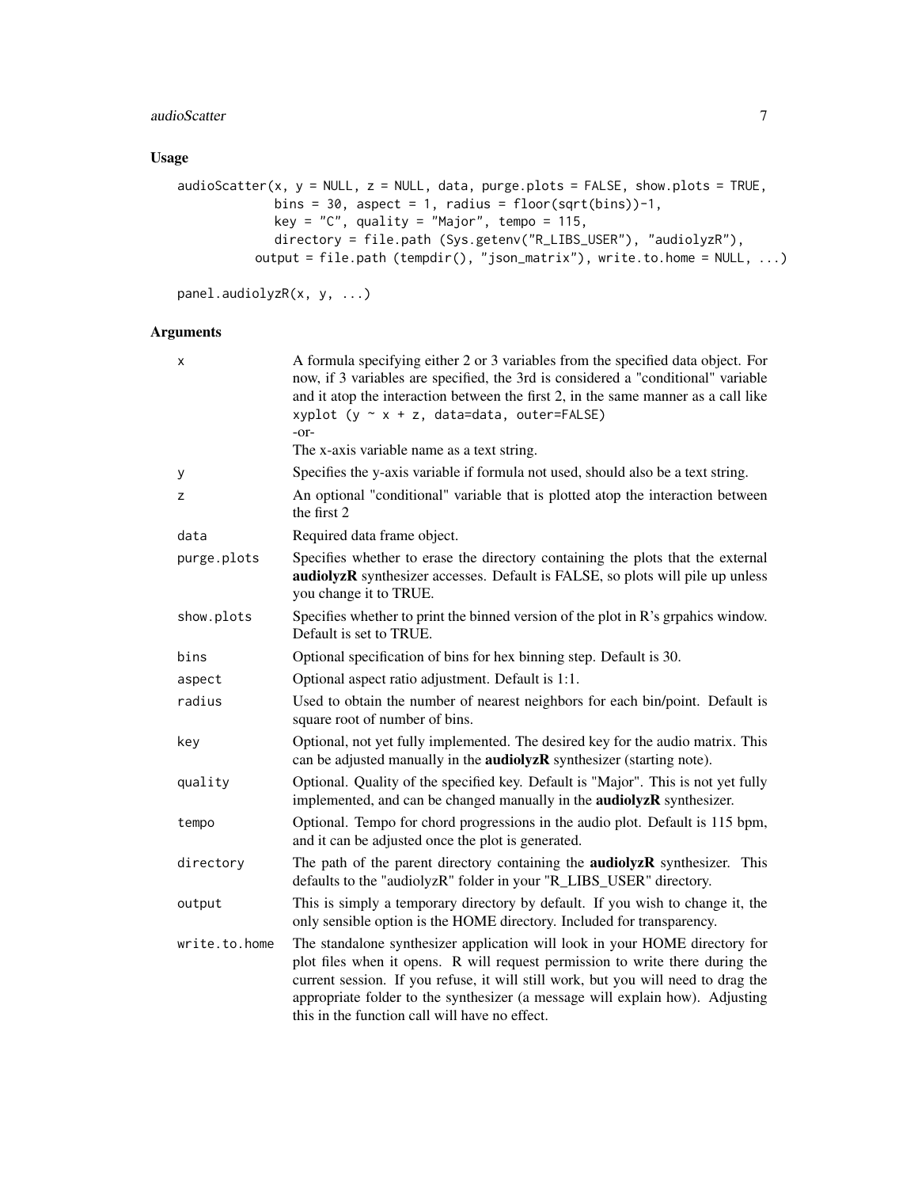## Usage

```
audioScatter(x, y = NULL, z = NULL, data, purge.plots = FALSE, show.plots = TRUE,
             bins = 30, aspect = 1, radius = floor(sqrt(bins))-1,
             key = "C", quality = "Major", tempo = 115,
             directory = file.path (Sys.getenv("R_LIBS_USER"), "audiolyzR"),
           output = file.path (tempdir(), "json_matrix"), write.to.home = NULL, ...)

panel.audiolyzR(x, y, ...)
```

## Arguments

| | |
|---|---|
| `x` | A formula specifying either 2 or 3 variables from the specified data object. For now, if 3 variables are specified, the 3rd is considered a "conditional" variable and it atop the interaction between the first 2, in the same manner as a call like `xyplot (y ~ x + z, data=data, outer=FALSE)`<br>-or-<br>The x-axis variable name as a text string. |
| `y` | Specifies the y-axis variable if formula not used, should also be a text string. |
| `z` | An optional "conditional" variable that is plotted atop the interaction between the first 2 |
| `data` | Required data frame object. |
| `purge.plots` | Specifies whether to erase the directory containing the plots that the external **audiolyzR** synthesizer accesses. Default is FALSE, so plots will pile up unless you change it to TRUE. |
| `show.plots` | Specifies whether to print the binned version of the plot in R's grpahics window. Default is set to TRUE. |
| `bins` | Optional specification of bins for hex binning step. Default is 30. |
| `aspect` | Optional aspect ratio adjustment. Default is 1:1. |
| `radius` | Used to obtain the number of nearest neighbors for each bin/point. Default is square root of number of bins. |
| `key` | Optional, not yet fully implemented. The desired key for the audio matrix. This can be adjusted manually in the **audiolyzR** synthesizer (starting note). |
| `quality` | Optional. Quality of the specified key. Default is "Major". This is not yet fully implemented, and can be changed manually in the **audiolyzR** synthesizer. |
| `tempo` | Optional. Tempo for chord progressions in the audio plot. Default is 115 bpm, and it can be adjusted once the plot is generated. |
| `directory` | The path of the parent directory containing the **audiolyzR** synthesizer. This defaults to the "audiolyzR" folder in your "R_LIBS_USER" directory. |
| `output` | This is simply a temporary directory by default. If you wish to change it, the only sensible option is the HOME directory. Included for transparency. |
| `write.to.home` | The standalone synthesizer application will look in your HOME directory for plot files when it opens. R will request permission to write there during the current session. If you refuse, it will still work, but you will need to drag the appropriate folder to the synthesizer (a message will explain how). Adjusting this in the function call will have no effect. |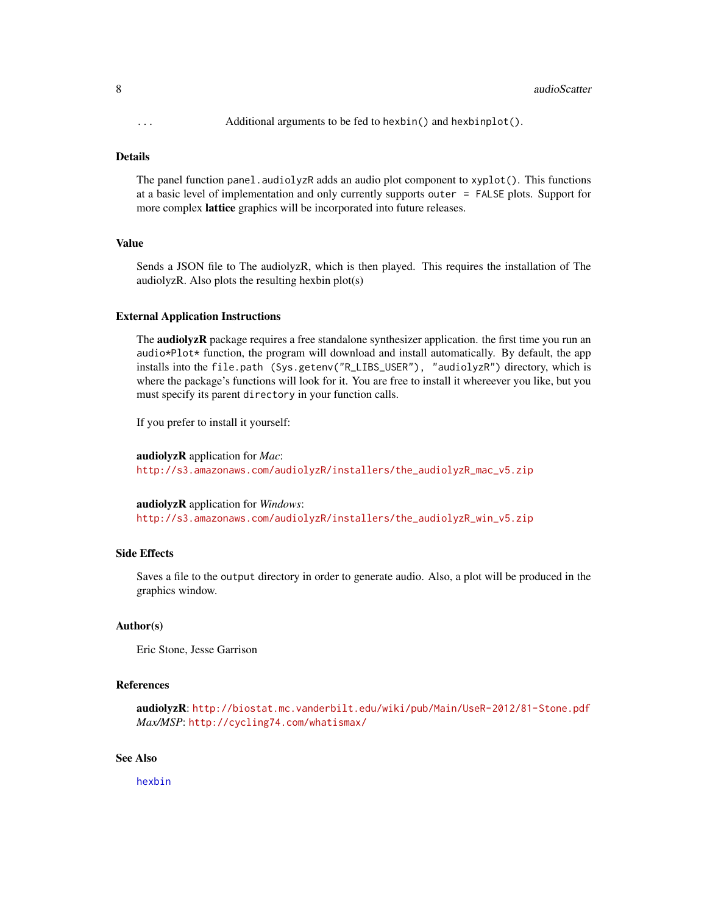`...` Additional arguments to be fed to `hexbin()` and `hexbinplot()`.

### Details

The panel function `panel.audiolyzR` adds an audio plot component to `xyplot()`. This functions at a basic level of implementation and only currently supports `outer = FALSE` plots. Support for more complex **lattice** graphics will be incorporated into future releases.

### Value

Sends a JSON file to The audiolyzR, which is then played. This requires the installation of The audiolyzR. Also plots the resulting hexbin plot(s)

### External Application Instructions

The **audiolyzR** package requires a free standalone synthesizer application. the first time you run an `audio*Plot*` function, the program will download and install automatically. By default, the app installs into the `file.path (Sys.getenv("R_LIBS_USER"), "audiolyzR")` directory, which is where the package's functions will look for it. You are free to install it whereever you like, but you must specify its parent `directory` in your function calls.

If you prefer to install it yourself:

**audiolyzR** application for *Mac*:
http://s3.amazonaws.com/audiolyzR/installers/the_audiolyzR_mac_v5.zip

**audiolyzR** application for *Windows*:
http://s3.amazonaws.com/audiolyzR/installers/the_audiolyzR_win_v5.zip

### Side Effects

Saves a file to the `output` directory in order to generate audio. Also, a plot will be produced in the graphics window.

### Author(s)

Eric Stone, Jesse Garrison

### References

**audiolyzR**: http://biostat.mc.vanderbilt.edu/wiki/pub/Main/UseR-2012/81-Stone.pdf
*Max/MSP*: http://cycling74.com/whatismax/

### See Also

hexbin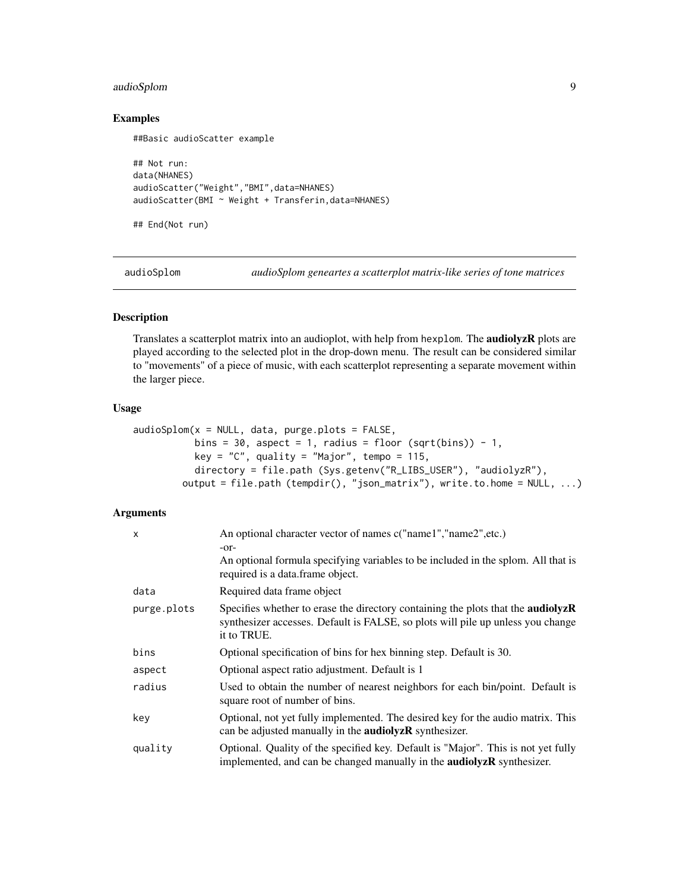### Examples

```
##Basic audioScatter example

## Not run:
data(NHANES)
audioScatter("Weight","BMI",data=NHANES)
audioScatter(BMI ~ Weight + Transferin,data=NHANES)

## End(Not run)
```

---

## audioSplom — *audioSplom geneartes a scatterplot matrix-like series of tone matrices*

### Description

Translates a scatterplot matrix into an audioplot, with help from `hexplom`. The **audiolyzR** plots are played according to the selected plot in the drop-down menu. The result can be considered similar to "movements" of a piece of music, with each scatterplot representing a separate movement within the larger piece.

### Usage

```
audioSplom(x = NULL, data, purge.plots = FALSE,
           bins = 30, aspect = 1, radius = floor (sqrt(bins)) - 1,
           key = "C", quality = "Major", tempo = 115,
           directory = file.path (Sys.getenv("R_LIBS_USER"), "audiolyzR"),
         output = file.path (tempdir(), "json_matrix"), write.to.home = NULL, ...)
```

### Arguments

| | |
|---|---|
| `x` | An optional character vector of names c("name1","name2",etc.) -or- An optional formula specifying variables to be included in the splom. All that is required is a data.frame object. |
| `data` | Required data frame object |
| `purge.plots` | Specifies whether to erase the directory containing the plots that the **audiolyzR** synthesizer accesses. Default is FALSE, so plots will pile up unless you change it to TRUE. |
| `bins` | Optional specification of bins for hex binning step. Default is 30. |
| `aspect` | Optional aspect ratio adjustment. Default is 1 |
| `radius` | Used to obtain the number of nearest neighbors for each bin/point. Default is square root of number of bins. |
| `key` | Optional, not yet fully implemented. The desired key for the audio matrix. This can be adjusted manually in the **audiolyzR** synthesizer. |
| `quality` | Optional. Quality of the specified key. Default is "Major". This is not yet fully implemented, and can be changed manually in the **audiolyzR** synthesizer. |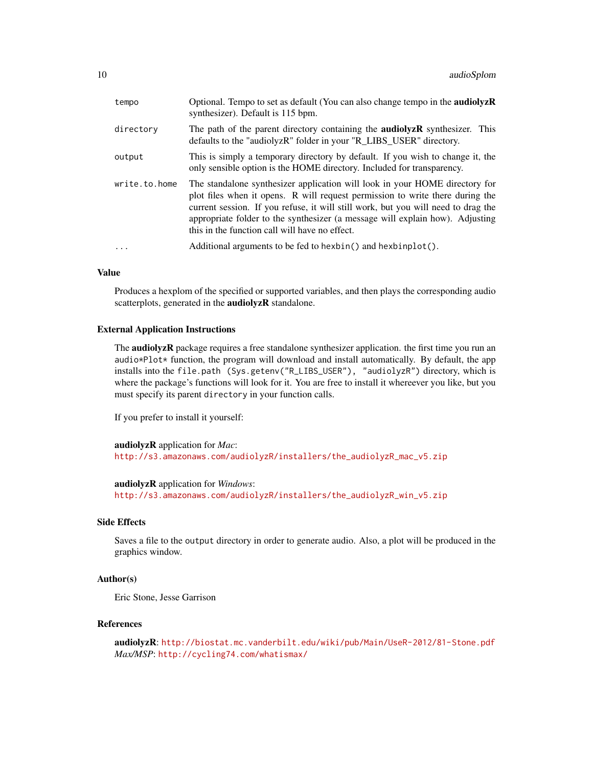| | |
|---|---|
| `tempo` | Optional. Tempo to set as default (You can also change tempo in the **audiolyzR** synthesizer). Default is 115 bpm. |
| `directory` | The path of the parent directory containing the **audiolyzR** synthesizer. This defaults to the "audiolyzR" folder in your "R_LIBS_USER" directory. |
| `output` | This is simply a temporary directory by default. If you wish to change it, the only sensible option is the HOME directory. Included for transparency. |
| `write.to.home` | The standalone synthesizer application will look in your HOME directory for plot files when it opens. R will request permission to write there during the current session. If you refuse, it will still work, but you will need to drag the appropriate folder to the synthesizer (a message will explain how). Adjusting this in the function call will have no effect. |
| `...` | Additional arguments to be fed to `hexbin()` and `hexbinplot()`. |

### Value

Produces a hexplom of the specified or supported variables, and then plays the corresponding audio scatterplots, generated in the **audiolyzR** standalone.

### External Application Instructions

The **audiolyzR** package requires a free standalone synthesizer application. the first time you run an `audio*Plot*` function, the program will download and install automatically. By default, the app installs into the `file.path (Sys.getenv("R_LIBS_USER"), "audiolyzR")` directory, which is where the package's functions will look for it. You are free to install it whereever you like, but you must specify its parent `directory` in your function calls.

If you prefer to install it yourself:

**audiolyzR** application for *Mac*:
http://s3.amazonaws.com/audiolyzR/installers/the_audiolyzR_mac_v5.zip

**audiolyzR** application for *Windows*:
http://s3.amazonaws.com/audiolyzR/installers/the_audiolyzR_win_v5.zip

### Side Effects

Saves a file to the `output` directory in order to generate audio. Also, a plot will be produced in the graphics window.

### Author(s)

Eric Stone, Jesse Garrison

### References

**audiolyzR**: http://biostat.mc.vanderbilt.edu/wiki/pub/Main/UseR-2012/81-Stone.pdf
*Max/MSP*: http://cycling74.com/whatismax/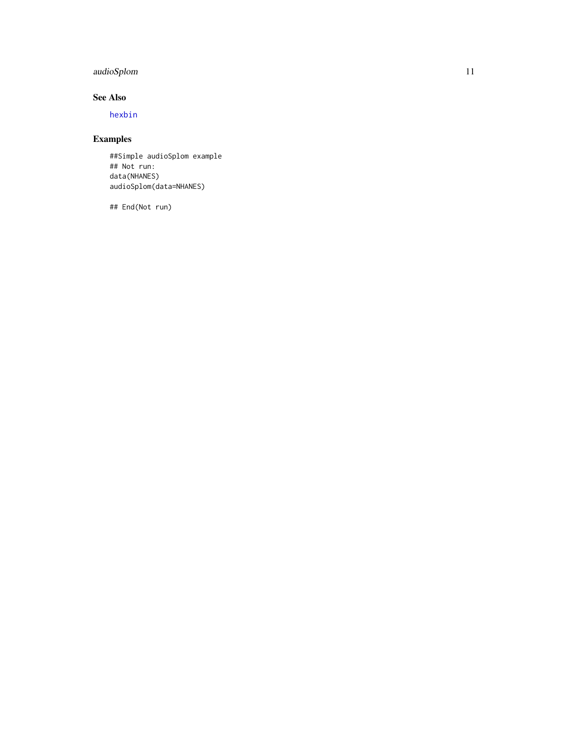### See Also

hexbin

### Examples

```
##Simple audioSplom example
## Not run:
data(NHANES)
audioSplom(data=NHANES)

## End(Not run)
```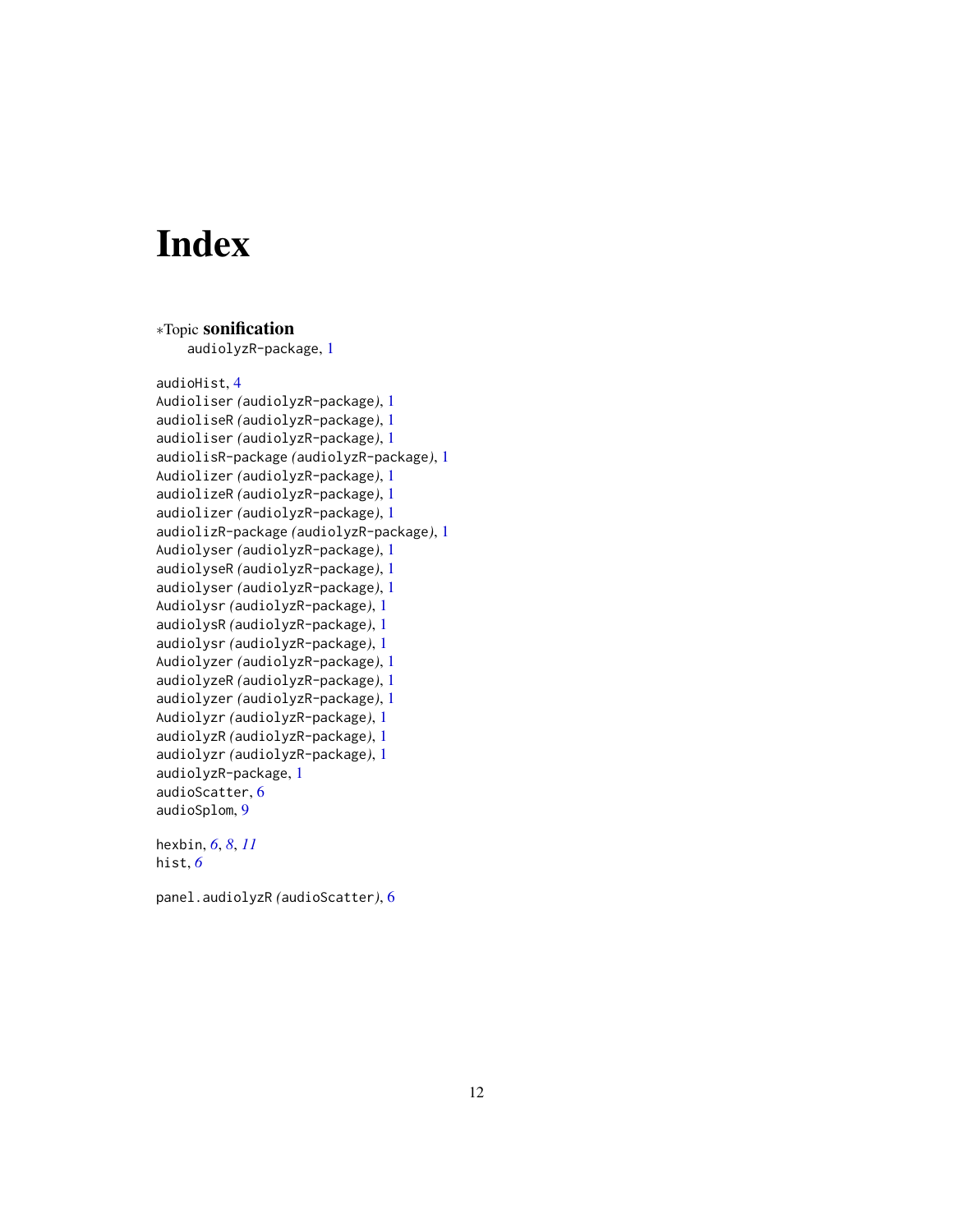# Index

∗Topic **sonification**
  audiolyzR-package, 1

audioHist, 4
Audioliser *(*audiolyzR-package*)*, 1
audioliseR *(*audiolyzR-package*)*, 1
audioliser *(*audiolyzR-package*)*, 1
audiolisR-package *(*audiolyzR-package*)*, 1
Audiolizer *(*audiolyzR-package*)*, 1
audiolizeR *(*audiolyzR-package*)*, 1
audiolizer *(*audiolyzR-package*)*, 1
audiolizR-package *(*audiolyzR-package*)*, 1
Audiolyser *(*audiolyzR-package*)*, 1
audiolyseR *(*audiolyzR-package*)*, 1
audiolyser *(*audiolyzR-package*)*, 1
Audiolysr *(*audiolyzR-package*)*, 1
audiolysR *(*audiolyzR-package*)*, 1
audiolysr *(*audiolyzR-package*)*, 1
Audiolyzer *(*audiolyzR-package*)*, 1
audiolyzeR *(*audiolyzR-package*)*, 1
audiolyzer *(*audiolyzR-package*)*, 1
Audiolyzr *(*audiolyzR-package*)*, 1
audiolyzR *(*audiolyzR-package*)*, 1
audiolyzr *(*audiolyzR-package*)*, 1
audiolyzR-package, 1
audioScatter, 6
audioSplom, 9

hexbin, *6*, *8*, *11*
hist, *6*

panel.audiolyzR *(*audioScatter*)*, 6